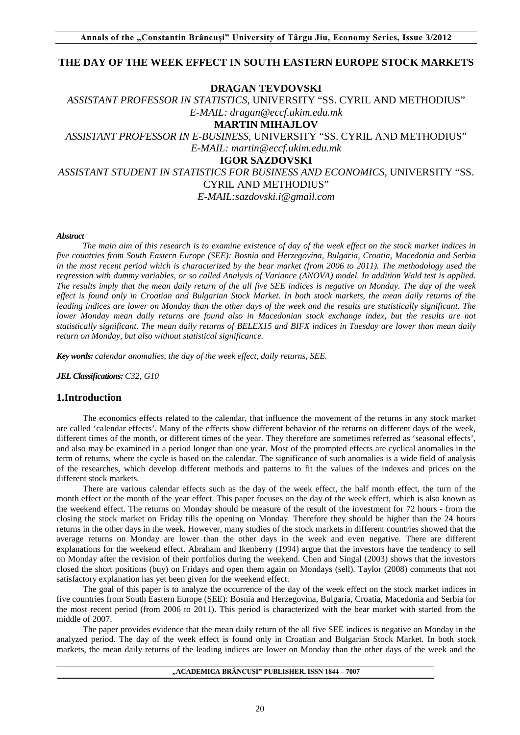# THE DAY OF THE WEEK EFFECT IN SOUTH EASTERN EUROPE STOCK MARKETS

**DRAGAN TEVDOVSKI**

*ASSISTANT PROFESSOR IN STATISTICS,* UNIVERSITY "SS. CYRIL AND METHODIUS"
*E-MAIL: dragan@eccf.ukim.edu.mk*

**MARTIN MIHAJLOV**

*ASSISTANT PROFESSOR IN E-BUSINESS,* UNIVERSITY "SS. CYRIL AND METHODIUS"
*E-MAIL: martin@eccf.ukim.edu.mk*

**IGOR SAZDOVSKI**

*ASSISTANT STUDENT IN STATISTICS FOR BUSINESS AND ECONOMICS,* UNIVERSITY "SS. CYRIL AND METHODIUS"
*E-MAIL:sazdovski.i@gmail.com*

***Abstract***

*The main aim of this research is to examine existence of day of the week effect on the stock market indices in five countries from South Eastern Europe (SEE): Bosnia and Herzegovina, Bulgaria, Croatia, Macedonia and Serbia in the most recent period which is characterized by the bear market (from 2006 to 2011). The methodology used the regression with dummy variables, or so called Analysis of Variance (ANOVA) model. In addition Wald test is applied. The results imply that the mean daily return of the all five SEE indices is negative on Monday. The day of the week effect is found only in Croatian and Bulgarian Stock Market. In both stock markets, the mean daily returns of the leading indices are lower on Monday than the other days of the week and the results are statistically significant. The lower Monday mean daily returns are found also in Macedonian stock exchange index, but the results are not statistically significant. The mean daily returns of BELEX15 and BIFX indices in Tuesday are lower than mean daily return on Monday, but also without statistical significance.*

***Key words:*** *calendar anomalies, the day of the week effect, daily returns, SEE.*

***JEL Classifications:*** *C32, G10*

## 1.Introduction

The economics effects related to the calendar, that influence the movement of the returns in any stock market are called 'calendar effects'. Many of the effects show different behavior of the returns on different days of the week, different times of the month, or different times of the year. They therefore are sometimes referred as 'seasonal effects', and also may be examined in a period longer than one year. Most of the prompted effects are cyclical anomalies in the term of returns, where the cycle is based on the calendar. The significance of such anomalies is a wide field of analysis of the researches, which develop different methods and patterns to fit the values of the indexes and prices on the different stock markets.

There are various calendar effects such as the day of the week effect, the half month effect, the turn of the month effect or the month of the year effect. This paper focuses on the day of the week effect, which is also known as the weekend effect. The returns on Monday should be measure of the result of the investment for 72 hours - from the closing the stock market on Friday tills the opening on Monday. Therefore they should be higher than the 24 hours returns in the other days in the week. However, many studies of the stock markets in different countries showed that the average returns on Monday are lower than the other days in the week and even negative. There are different explanations for the weekend effect. Abraham and Ikenberry (1994) argue that the investors have the tendency to sell on Monday after the revision of their portfolios during the weekend. Chen and Singal (2003) shows that the investors closed the short positions (buy) on Fridays and open them again on Mondays (sell). Taylor (2008) comments that not satisfactory explanation has yet been given for the weekend effect.

The goal of this paper is to analyze the occurrence of the day of the week effect on the stock market indices in five countries from South Eastern Europe (SEE): Bosnia and Herzegovina, Bulgaria, Croatia, Macedonia and Serbia for the most recent period (from 2006 to 2011). This period is characterized with the bear market with started from the middle of 2007.

The paper provides evidence that the mean daily return of the all five SEE indices is negative on Monday in the analyzed period. The day of the week effect is found only in Croatian and Bulgarian Stock Market. In both stock markets, the mean daily returns of the leading indices are lower on Monday than the other days of the week and the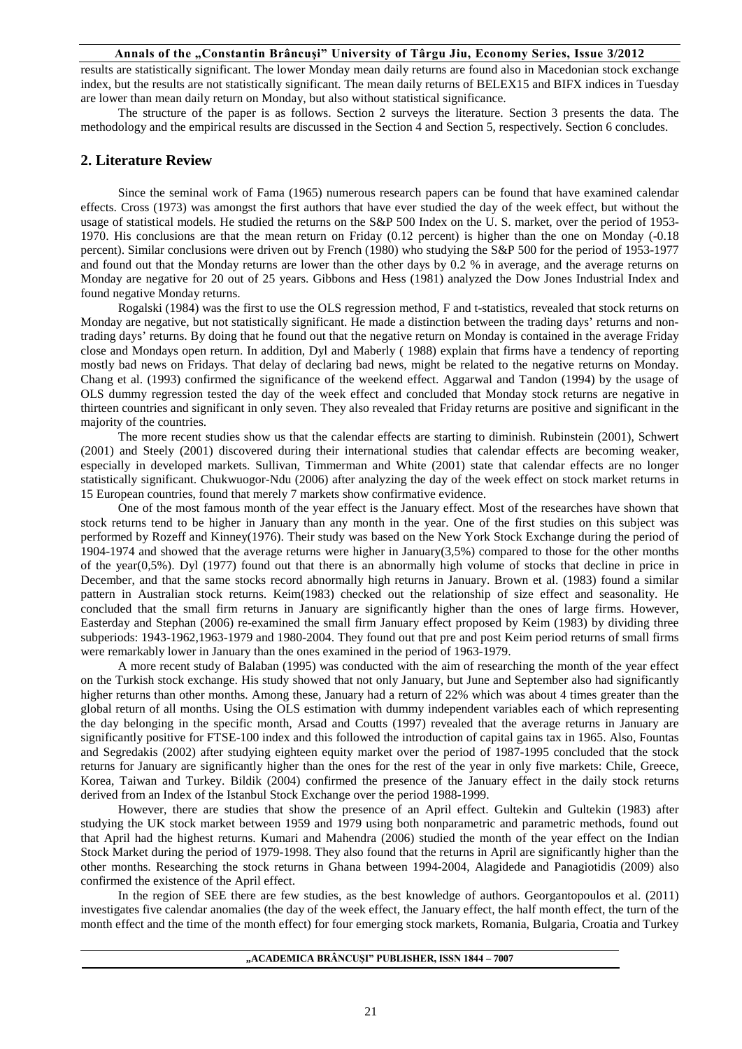results are statistically significant. The lower Monday mean daily returns are found also in Macedonian stock exchange index, but the results are not statistically significant. The mean daily returns of BELEX15 and BIFX indices in Tuesday are lower than mean daily return on Monday, but also without statistical significance.

The structure of the paper is as follows. Section 2 surveys the literature. Section 3 presents the data. The methodology and the empirical results are discussed in the Section 4 and Section 5, respectively. Section 6 concludes.

## 2. Literature Review

Since the seminal work of Fama (1965) numerous research papers can be found that have examined calendar effects. Cross (1973) was amongst the first authors that have ever studied the day of the week effect, but without the usage of statistical models. He studied the returns on the S&P 500 Index on the U. S. market, over the period of 1953-1970. His conclusions are that the mean return on Friday (0.12 percent) is higher than the one on Monday (-0.18 percent). Similar conclusions were driven out by French (1980) who studying the S&P 500 for the period of 1953-1977 and found out that the Monday returns are lower than the other days by 0.2 % in average, and the average returns on Monday are negative for 20 out of 25 years. Gibbons and Hess (1981) analyzed the Dow Jones Industrial Index and found negative Monday returns.

Rogalski (1984) was the first to use the OLS regression method, F and t-statistics, revealed that stock returns on Monday are negative, but not statistically significant. He made a distinction between the trading days' returns and non-trading days' returns. By doing that he found out that the negative return on Monday is contained in the average Friday close and Mondays open return. In addition, Dyl and Maberly ( 1988) explain that firms have a tendency of reporting mostly bad news on Fridays. That delay of declaring bad news, might be related to the negative returns on Monday. Chang et al. (1993) confirmed the significance of the weekend effect. Aggarwal and Tandon (1994) by the usage of OLS dummy regression tested the day of the week effect and concluded that Monday stock returns are negative in thirteen countries and significant in only seven. They also revealed that Friday returns are positive and significant in the majority of the countries.

The more recent studies show us that the calendar effects are starting to diminish. Rubinstein (2001), Schwert (2001) and Steely (2001) discovered during their international studies that calendar effects are becoming weaker, especially in developed markets. Sullivan, Timmerman and White (2001) state that calendar effects are no longer statistically significant. Chukwuogor-Ndu (2006) after analyzing the day of the week effect on stock market returns in 15 European countries, found that merely 7 markets show confirmative evidence.

One of the most famous month of the year effect is the January effect. Most of the researches have shown that stock returns tend to be higher in January than any month in the year. One of the first studies on this subject was performed by Rozeff and Kinney(1976). Their study was based on the New York Stock Exchange during the period of 1904-1974 and showed that the average returns were higher in January(3,5%) compared to those for the other months of the year(0,5%). Dyl (1977) found out that there is an abnormally high volume of stocks that decline in price in December, and that the same stocks record abnormally high returns in January. Brown et al. (1983) found a similar pattern in Australian stock returns. Keim(1983) checked out the relationship of size effect and seasonality. He concluded that the small firm returns in January are significantly higher than the ones of large firms. However, Easterday and Stephan (2006) re-examined the small firm January effect proposed by Keim (1983) by dividing three subperiods: 1943-1962,1963-1979 and 1980-2004. They found out that pre and post Keim period returns of small firms were remarkably lower in January than the ones examined in the period of 1963-1979.

A more recent study of Balaban (1995) was conducted with the aim of researching the month of the year effect on the Turkish stock exchange. His study showed that not only January, but June and September also had significantly higher returns than other months. Among these, January had a return of 22% which was about 4 times greater than the global return of all months. Using the OLS estimation with dummy independent variables each of which representing the day belonging in the specific month, Arsad and Coutts (1997) revealed that the average returns in January are significantly positive for FTSE-100 index and this followed the introduction of capital gains tax in 1965. Also, Fountas and Segredakis (2002) after studying eighteen equity market over the period of 1987-1995 concluded that the stock returns for January are significantly higher than the ones for the rest of the year in only five markets: Chile, Greece, Korea, Taiwan and Turkey. Bildik (2004) confirmed the presence of the January effect in the daily stock returns derived from an Index of the Istanbul Stock Exchange over the period 1988-1999.

However, there are studies that show the presence of an April effect. Gultekin and Gultekin (1983) after studying the UK stock market between 1959 and 1979 using both nonparametric and parametric methods, found out that April had the highest returns. Kumari and Mahendra (2006) studied the month of the year effect on the Indian Stock Market during the period of 1979-1998. They also found that the returns in April are significantly higher than the other months. Researching the stock returns in Ghana between 1994-2004, Alagidede and Panagiotidis (2009) also confirmed the existence of the April effect.

In the region of SEE there are few studies, as the best knowledge of authors. Georgantopoulos et al. (2011) investigates five calendar anomalies (the day of the week effect, the January effect, the half month effect, the turn of the month effect and the time of the month effect) for four emerging stock markets, Romania, Bulgaria, Croatia and Turkey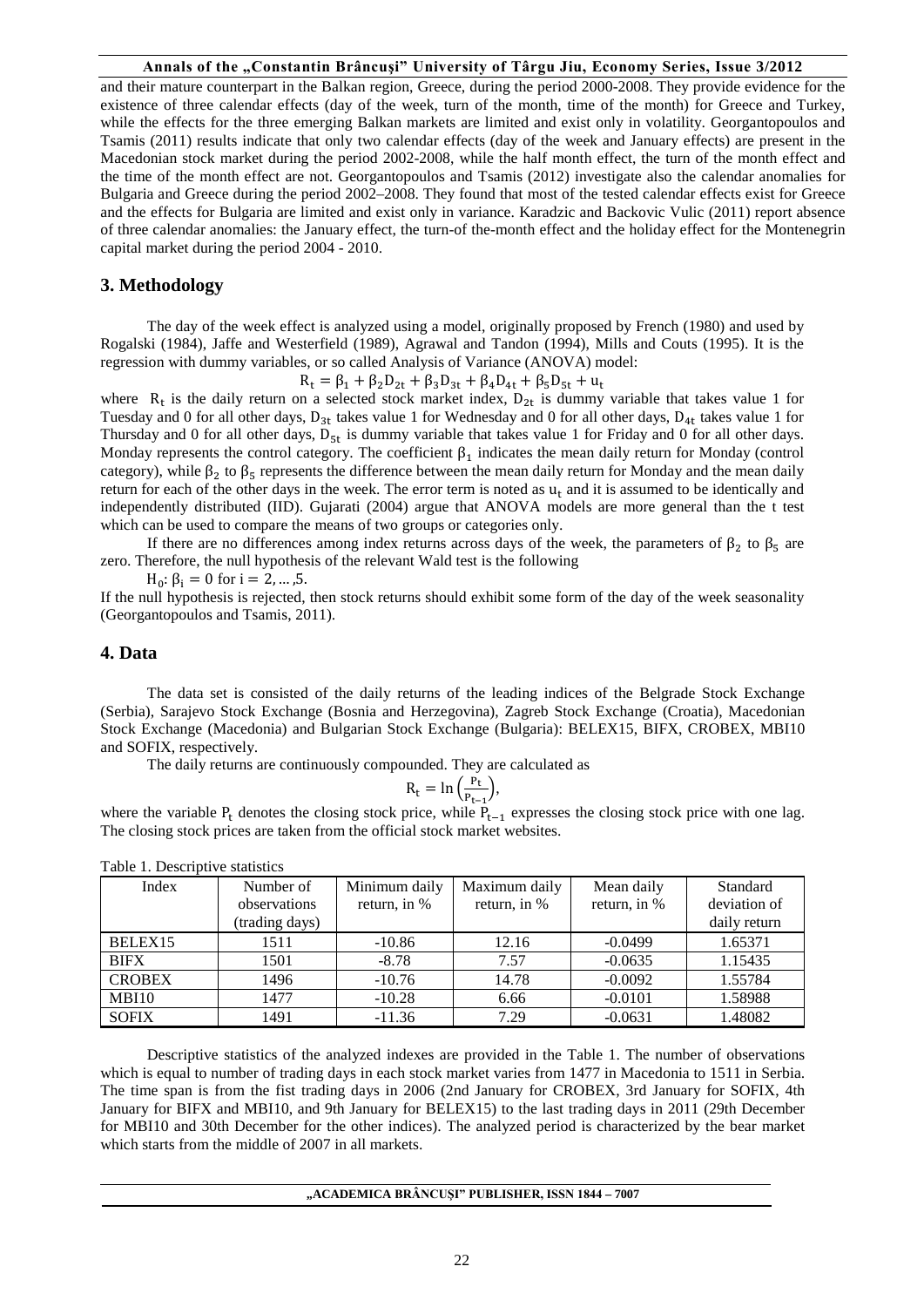and their mature counterpart in the Balkan region, Greece, during the period 2000-2008. They provide evidence for the existence of three calendar effects (day of the week, turn of the month, time of the month) for Greece and Turkey, while the effects for the three emerging Balkan markets are limited and exist only in volatility. Georgantopoulos and Tsamis (2011) results indicate that only two calendar effects (day of the week and January effects) are present in the Macedonian stock market during the period 2002-2008, while the half month effect, the turn of the month effect and the time of the month effect are not. Georgantopoulos and Tsamis (2012) investigate also the calendar anomalies for Bulgaria and Greece during the period 2002–2008. They found that most of the tested calendar effects exist for Greece and the effects for Bulgaria are limited and exist only in variance. Karadzic and Backovic Vulic (2011) report absence of three calendar anomalies: the January effect, the turn-of the-month effect and the holiday effect for the Montenegrin capital market during the period 2004 - 2010.

## 3. Methodology

The day of the week effect is analyzed using a model, originally proposed by French (1980) and used by Rogalski (1984), Jaffe and Westerfield (1989), Agrawal and Tandon (1994), Mills and Couts (1995). It is the regression with dummy variables, or so called Analysis of Variance (ANOVA) model:

$$R_t = \beta_1 + \beta_2 D_{2t} + \beta_3 D_{3t} + \beta_4 D_{4t} + \beta_5 D_{5t} + u_t$$

where $R_t$ is the daily return on a selected stock market index, $D_{2t}$ is dummy variable that takes value 1 for Tuesday and 0 for all other days, $D_{3t}$ takes value 1 for Wednesday and 0 for all other days, $D_{4t}$ takes value 1 for Thursday and 0 for all other days, $D_{5t}$ is dummy variable that takes value 1 for Friday and 0 for all other days. Monday represents the control category. The coefficient $\beta_1$ indicates the mean daily return for Monday (control category), while $\beta_2$ to $\beta_5$ represents the difference between the mean daily return for Monday and the mean daily return for each of the other days in the week. The error term is noted as $u_t$ and it is assumed to be identically and independently distributed (IID). Gujarati (2004) argue that ANOVA models are more general than the t test which can be used to compare the means of two groups or categories only.

If there are no differences among index returns across days of the week, the parameters of $\beta_2$ to $\beta_5$ are zero. Therefore, the null hypothesis of the relevant Wald test is the following

$H_0: \beta_i = 0$ for $i = 2, \ldots, 5$.

If the null hypothesis is rejected, then stock returns should exhibit some form of the day of the week seasonality (Georgantopoulos and Tsamis, 2011).

## 4. Data

The data set is consisted of the daily returns of the leading indices of the Belgrade Stock Exchange (Serbia), Sarajevo Stock Exchange (Bosnia and Herzegovina), Zagreb Stock Exchange (Croatia), Macedonian Stock Exchange (Macedonia) and Bulgarian Stock Exchange (Bulgaria): BELEX15, BIFX, CROBEX, MBI10 and SOFIX, respectively.

The daily returns are continuously compounded. They are calculated as

$$R_t = \ln\left(\frac{P_t}{P_{t-1}}\right),$$

where the variable $P_t$ denotes the closing stock price, while $P_{t-1}$ expresses the closing stock price with one lag. The closing stock prices are taken from the official stock market websites.

Table 1. Descriptive statistics

| Index | Number of observations (trading days) | Minimum daily return, in % | Maximum daily return, in % | Mean daily return, in % | Standard deviation of daily return |
|---|---|---|---|---|---|
| BELEX15 | 1511 | -10.86 | 12.16 | -0.0499 | 1.65371 |
| BIFX | 1501 | -8.78 | 7.57 | -0.0635 | 1.15435 |
| CROBEX | 1496 | -10.76 | 14.78 | -0.0092 | 1.55784 |
| MBI10 | 1477 | -10.28 | 6.66 | -0.0101 | 1.58988 |
| SOFIX | 1491 | -11.36 | 7.29 | -0.0631 | 1.48082 |

Descriptive statistics of the analyzed indexes are provided in the Table 1. The number of observations which is equal to number of trading days in each stock market varies from 1477 in Macedonia to 1511 in Serbia. The time span is from the fist trading days in 2006 (2nd January for CROBEX, 3rd January for SOFIX, 4th January for BIFX and MBI10, and 9th January for BELEX15) to the last trading days in 2011 (29th December for MBI10 and 30th December for the other indices). The analyzed period is characterized by the bear market which starts from the middle of 2007 in all markets.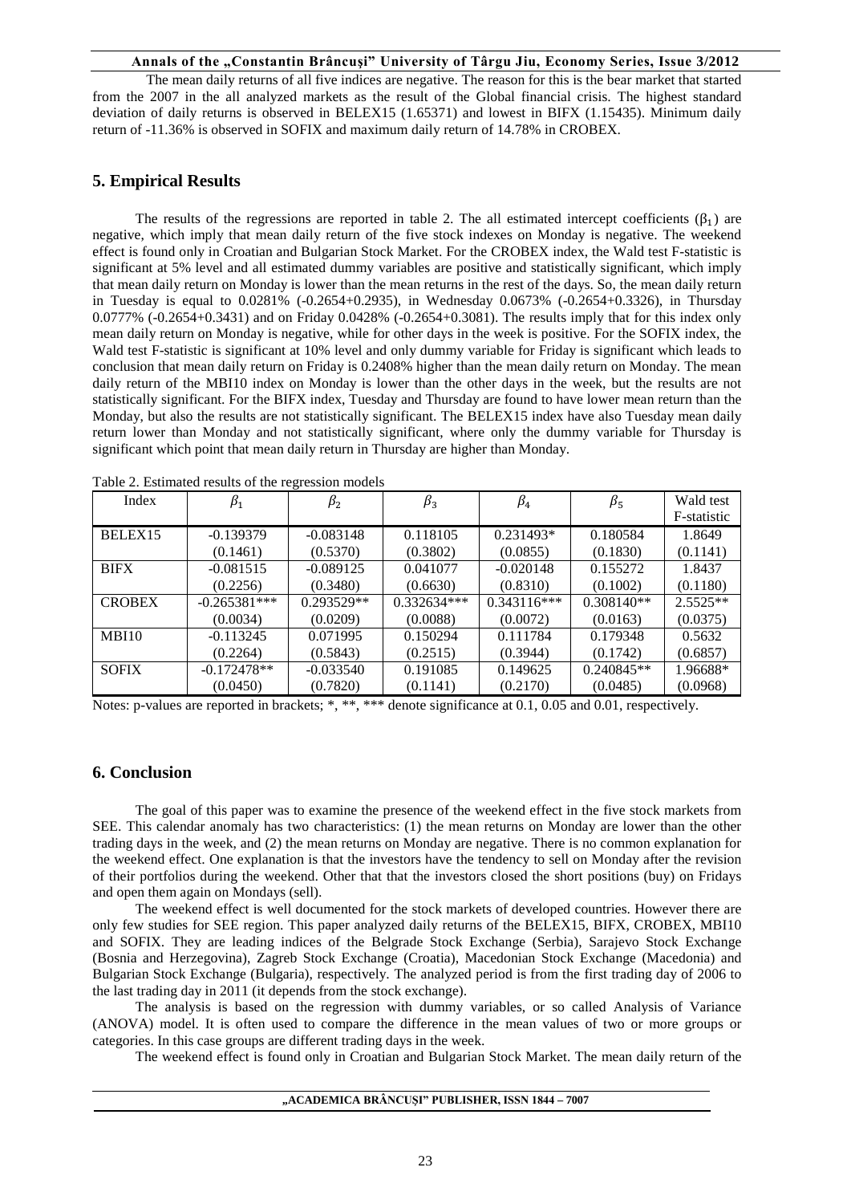The mean daily returns of all five indices are negative. The reason for this is the bear market that started from the 2007 in the all analyzed markets as the result of the Global financial crisis. The highest standard deviation of daily returns is observed in BELEX15 (1.65371) and lowest in BIFX (1.15435). Minimum daily return of -11.36% is observed in SOFIX and maximum daily return of 14.78% in CROBEX.

## 5. Empirical Results

The results of the regressions are reported in table 2. The all estimated intercept coefficients ($\beta_1$) are negative, which imply that mean daily return of the five stock indexes on Monday is negative. The weekend effect is found only in Croatian and Bulgarian Stock Market. For the CROBEX index, the Wald test F-statistic is significant at 5% level and all estimated dummy variables are positive and statistically significant, which imply that mean daily return on Monday is lower than the mean returns in the rest of the days. So, the mean daily return in Tuesday is equal to 0.0281% (-0.2654+0.2935), in Wednesday 0.0673% (-0.2654+0.3326), in Thursday 0.0777% (-0.2654+0.3431) and on Friday 0.0428% (-0.2654+0.3081). The results imply that for this index only mean daily return on Monday is negative, while for other days in the week is positive. For the SOFIX index, the Wald test F-statistic is significant at 10% level and only dummy variable for Friday is significant which leads to conclusion that mean daily return on Friday is 0.2408% higher than the mean daily return on Monday. The mean daily return of the MBI10 index on Monday is lower than the other days in the week, but the results are not statistically significant. For the BIFX index, Tuesday and Thursday are found to have lower mean return than the Monday, but also the results are not statistically significant. The BELEX15 index have also Tuesday mean daily return lower than Monday and not statistically significant, where only the dummy variable for Thursday is significant which point that mean daily return in Thursday are higher than Monday.

Table 2. Estimated results of the regression models

| Index | $\beta_1$ | $\beta_2$ | $\beta_3$ | $\beta_4$ | $\beta_5$ | Wald test F-statistic |
|---|---|---|---|---|---|---|
| BELEX15 | -0.139379 | -0.083148 | 0.118105 | 0.231493* | 0.180584 | 1.8649 |
| | (0.1461) | (0.5370) | (0.3802) | (0.0855) | (0.1830) | (0.1141) |
| BIFX | -0.081515 | -0.089125 | 0.041077 | -0.020148 | 0.155272 | 1.8437 |
| | (0.2256) | (0.3480) | (0.6630) | (0.8310) | (0.1002) | (0.1180) |
| CROBEX | -0.265381*** | 0.293529** | 0.332634*** | 0.343116*** | 0.308140** | 2.5525** |
| | (0.0034) | (0.0209) | (0.0088) | (0.0072) | (0.0163) | (0.0375) |
| MBI10 | -0.113245 | 0.071995 | 0.150294 | 0.111784 | 0.179348 | 0.5632 |
| | (0.2264) | (0.5843) | (0.2515) | (0.3944) | (0.1742) | (0.6857) |
| SOFIX | -0.172478** | -0.033540 | 0.191085 | 0.149625 | 0.240845** | 1.96688* |
| | (0.0450) | (0.7820) | (0.1141) | (0.2170) | (0.0485) | (0.0968) |

Notes: p-values are reported in brackets; *, **, *** denote significance at 0.1, 0.05 and 0.01, respectively.

## 6. Conclusion

The goal of this paper was to examine the presence of the weekend effect in the five stock markets from SEE. This calendar anomaly has two characteristics: (1) the mean returns on Monday are lower than the other trading days in the week, and (2) the mean returns on Monday are negative. There is no common explanation for the weekend effect. One explanation is that the investors have the tendency to sell on Monday after the revision of their portfolios during the weekend. Other that that the investors closed the short positions (buy) on Fridays and open them again on Mondays (sell).

The weekend effect is well documented for the stock markets of developed countries. However there are only few studies for SEE region. This paper analyzed daily returns of the BELEX15, BIFX, CROBEX, MBI10 and SOFIX. They are leading indices of the Belgrade Stock Exchange (Serbia), Sarajevo Stock Exchange (Bosnia and Herzegovina), Zagreb Stock Exchange (Croatia), Macedonian Stock Exchange (Macedonia) and Bulgarian Stock Exchange (Bulgaria), respectively. The analyzed period is from the first trading day of 2006 to the last trading day in 2011 (it depends from the stock exchange).

The analysis is based on the regression with dummy variables, or so called Analysis of Variance (ANOVA) model. It is often used to compare the difference in the mean values of two or more groups or categories. In this case groups are different trading days in the week.

The weekend effect is found only in Croatian and Bulgarian Stock Market. The mean daily return of the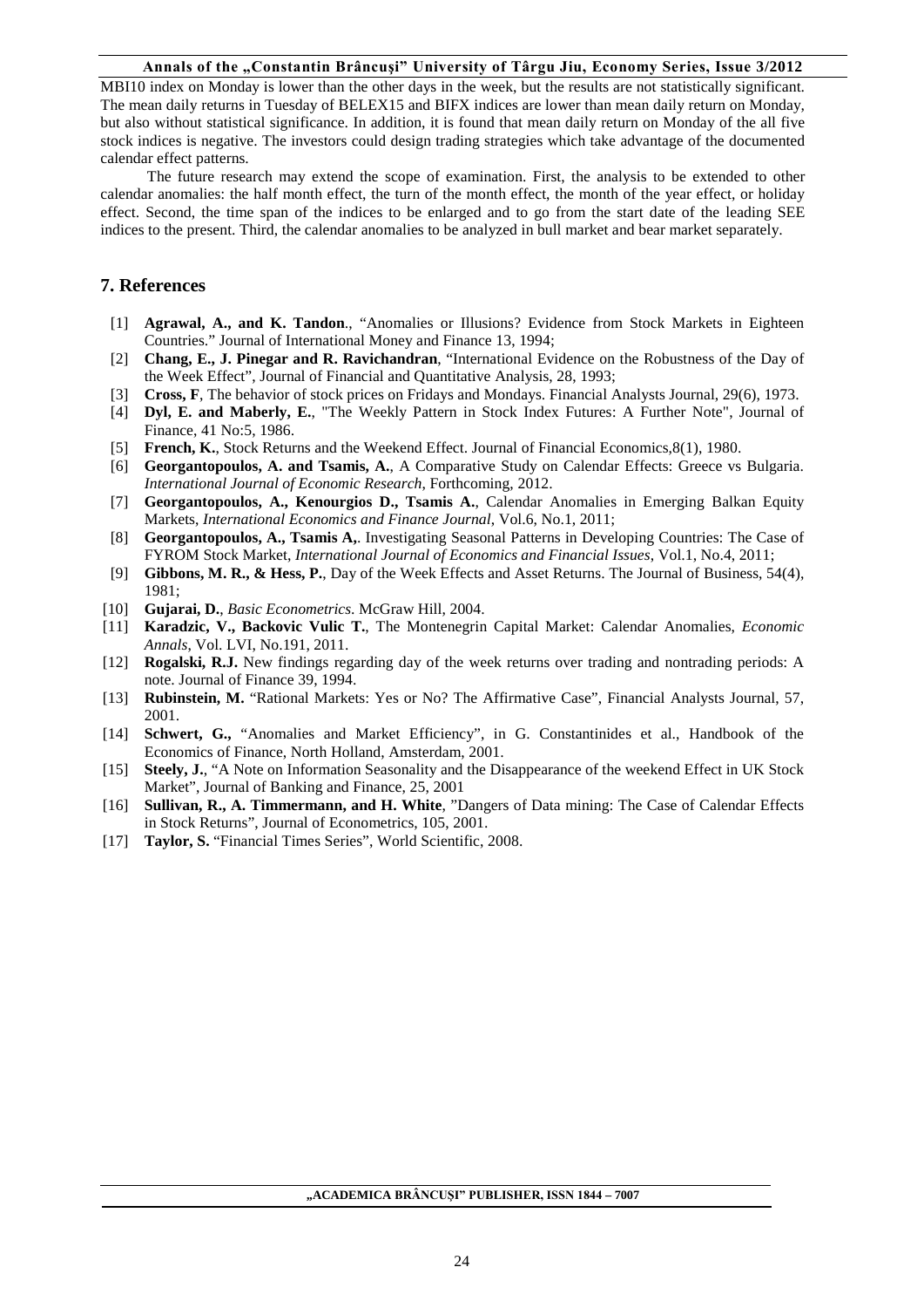MBI10 index on Monday is lower than the other days in the week, but the results are not statistically significant. The mean daily returns in Tuesday of BELEX15 and BIFX indices are lower than mean daily return on Monday, but also without statistical significance. In addition, it is found that mean daily return on Monday of the all five stock indices is negative. The investors could design trading strategies which take advantage of the documented calendar effect patterns.

The future research may extend the scope of examination. First, the analysis to be extended to other calendar anomalies: the half month effect, the turn of the month effect, the month of the year effect, or holiday effect. Second, the time span of the indices to be enlarged and to go from the start date of the leading SEE indices to the present. Third, the calendar anomalies to be analyzed in bull market and bear market separately.

## 7. References

[1] **Agrawal, A., and K. Tandon**., "Anomalies or Illusions? Evidence from Stock Markets in Eighteen Countries." Journal of International Money and Finance 13, 1994;

[2] **Chang, E., J. Pinegar and R. Ravichandran**, "International Evidence on the Robustness of the Day of the Week Effect", Journal of Financial and Quantitative Analysis, 28, 1993;

[3] **Cross, F**, The behavior of stock prices on Fridays and Mondays. Financial Analysts Journal, 29(6), 1973.

[4] **Dyl, E. and Maberly, E.**, "The Weekly Pattern in Stock Index Futures: A Further Note", Journal of Finance, 41 No:5, 1986.

[5] **French, K.**, Stock Returns and the Weekend Effect. Journal of Financial Economics,8(1), 1980.

[6] **Georgantopoulos, A. and Tsamis, A.**, A Comparative Study on Calendar Effects: Greece vs Bulgaria. *International Journal of Economic Research*, Forthcoming, 2012.

[7] **Georgantopoulos, A., Kenourgios D., Tsamis A.**, Calendar Anomalies in Emerging Balkan Equity Markets, *International Economics and Finance Journal*, Vol.6, No.1, 2011;

[8] **Georgantopoulos, A., Tsamis A,**. Investigating Seasonal Patterns in Developing Countries: The Case of FYROM Stock Market, *International Journal of Economics and Financial Issues*, Vol.1, No.4, 2011;

[9] **Gibbons, M. R., & Hess, P.**, Day of the Week Effects and Asset Returns. The Journal of Business, 54(4), 1981;

[10] **Gujarai, D.**, *Basic Econometrics*. McGraw Hill, 2004.

[11] **Karadzic, V., Backovic Vulic T.**, The Montenegrin Capital Market: Calendar Anomalies, *Economic Annals*, Vol. LVI, No.191, 2011.

[12] **Rogalski, R.J.** New findings regarding day of the week returns over trading and nontrading periods: A note. Journal of Finance 39, 1994.

[13] **Rubinstein, M.** "Rational Markets: Yes or No? The Affirmative Case", Financial Analysts Journal, 57, 2001.

[14] **Schwert, G.,** "Anomalies and Market Efficiency", in G. Constantinides et al., Handbook of the Economics of Finance, North Holland, Amsterdam, 2001.

[15] **Steely, J.**, "A Note on Information Seasonality and the Disappearance of the weekend Effect in UK Stock Market", Journal of Banking and Finance, 25, 2001

[16] **Sullivan, R., A. Timmermann, and H. White**, "Dangers of Data mining: The Case of Calendar Effects in Stock Returns", Journal of Econometrics, 105, 2001.

[17] **Taylor, S.** "Financial Times Series", World Scientific, 2008.